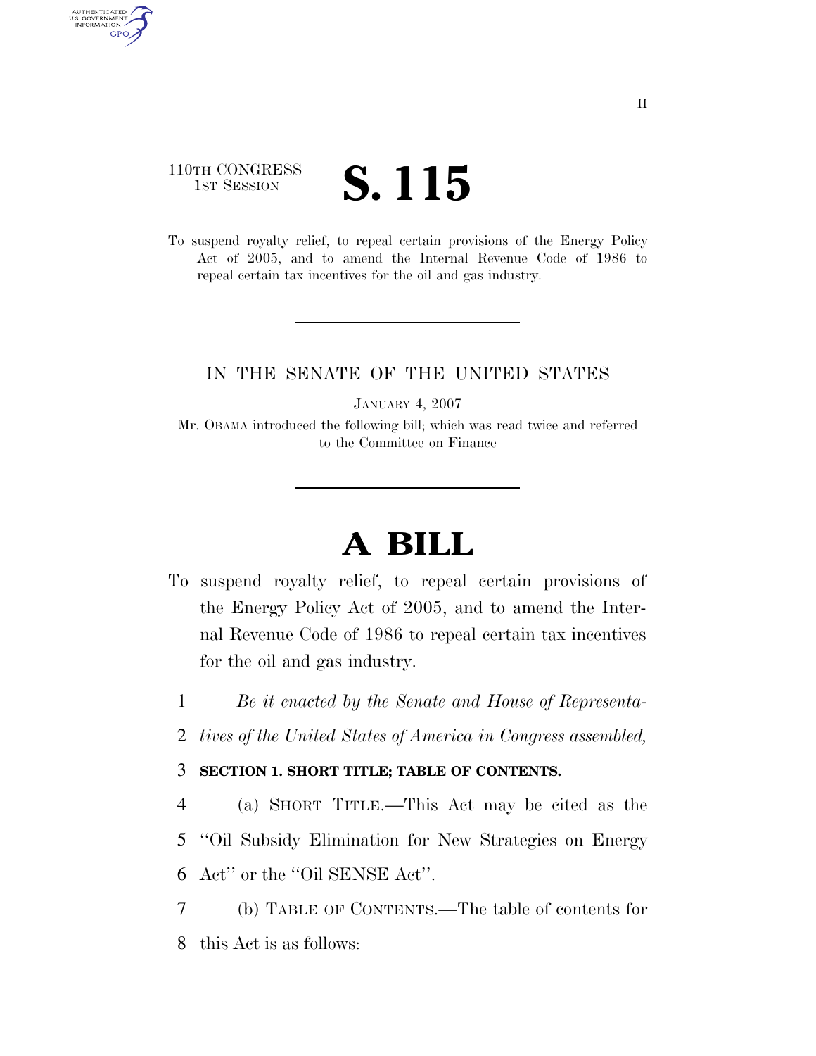110TH CONGRESS
1ST SESSION

# S. 115

To suspend royalty relief, to repeal certain provisions of the Energy Policy Act of 2005, and to amend the Internal Revenue Code of 1986 to repeal certain tax incentives for the oil and gas industry.

IN THE SENATE OF THE UNITED STATES

JANUARY 4, 2007

Mr. OBAMA introduced the following bill; which was read twice and referred to the Committee on Finance

# A BILL

To suspend royalty relief, to repeal certain provisions of the Energy Policy Act of 2005, and to amend the Internal Revenue Code of 1986 to repeal certain tax incentives for the oil and gas industry.

*Be it enacted by the Senate and House of Representatives of the United States of America in Congress assembled,*

**SECTION 1. SHORT TITLE; TABLE OF CONTENTS.**

(a) SHORT TITLE.—This Act may be cited as the "Oil Subsidy Elimination for New Strategies on Energy Act" or the "Oil SENSE Act".

(b) TABLE OF CONTENTS.—The table of contents for this Act is as follows: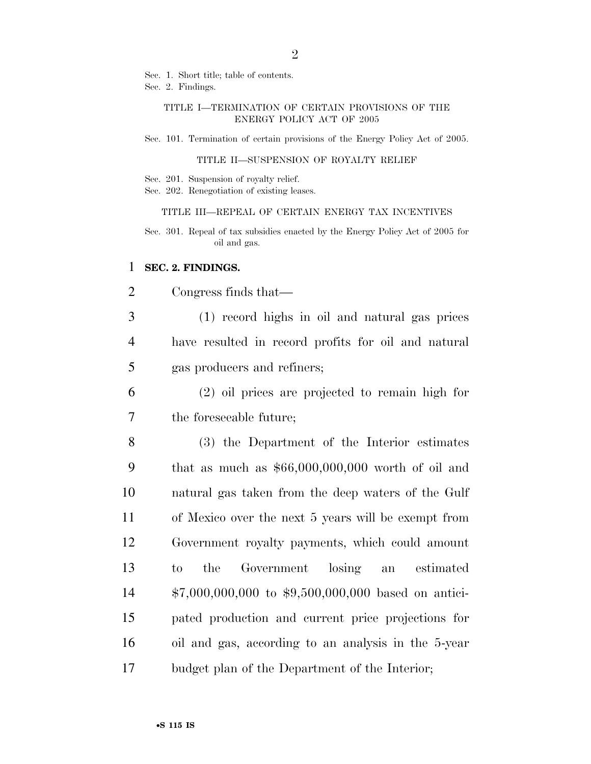Sec. 1. Short title; table of contents.
Sec. 2. Findings.

TITLE I—TERMINATION OF CERTAIN PROVISIONS OF THE ENERGY POLICY ACT OF 2005

Sec. 101. Termination of certain provisions of the Energy Policy Act of 2005.

TITLE II—SUSPENSION OF ROYALTY RELIEF

Sec. 201. Suspension of royalty relief.
Sec. 202. Renegotiation of existing leases.

TITLE III—REPEAL OF CERTAIN ENERGY TAX INCENTIVES

Sec. 301. Repeal of tax subsidies enacted by the Energy Policy Act of 2005 for oil and gas.

**SEC. 2. FINDINGS.**

Congress finds that—

(1) record highs in oil and natural gas prices have resulted in record profits for oil and natural gas producers and refiners;

(2) oil prices are projected to remain high for the foreseeable future;

(3) the Department of the Interior estimates that as much as $66,000,000,000 worth of oil and natural gas taken from the deep waters of the Gulf of Mexico over the next 5 years will be exempt from Government royalty payments, which could amount to the Government losing an estimated $7,000,000,000 to $9,500,000,000 based on anticipated production and current price projections for oil and gas, according to an analysis in the 5-year budget plan of the Department of the Interior;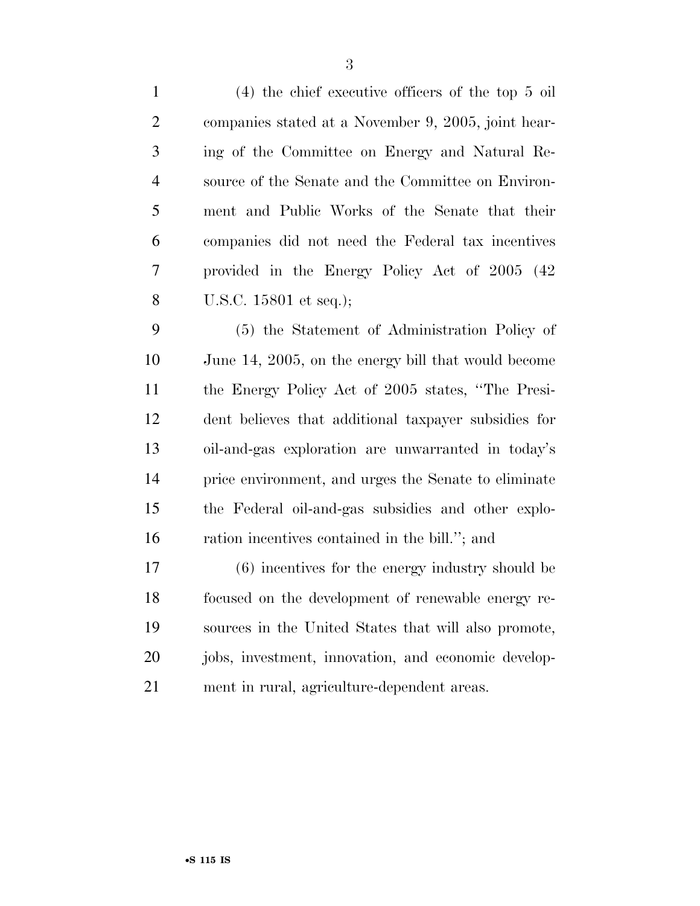(4) the chief executive officers of the top 5 oil companies stated at a November 9, 2005, joint hearing of the Committee on Energy and Natural Resource of the Senate and the Committee on Environment and Public Works of the Senate that their companies did not need the Federal tax incentives provided in the Energy Policy Act of 2005 (42 U.S.C. 15801 et seq.);

(5) the Statement of Administration Policy of June 14, 2005, on the energy bill that would become the Energy Policy Act of 2005 states, ''The President believes that additional taxpayer subsidies for oil-and-gas exploration are unwarranted in today's price environment, and urges the Senate to eliminate the Federal oil-and-gas subsidies and other exploration incentives contained in the bill.''; and

(6) incentives for the energy industry should be focused on the development of renewable energy resources in the United States that will also promote, jobs, investment, innovation, and economic development in rural, agriculture-dependent areas.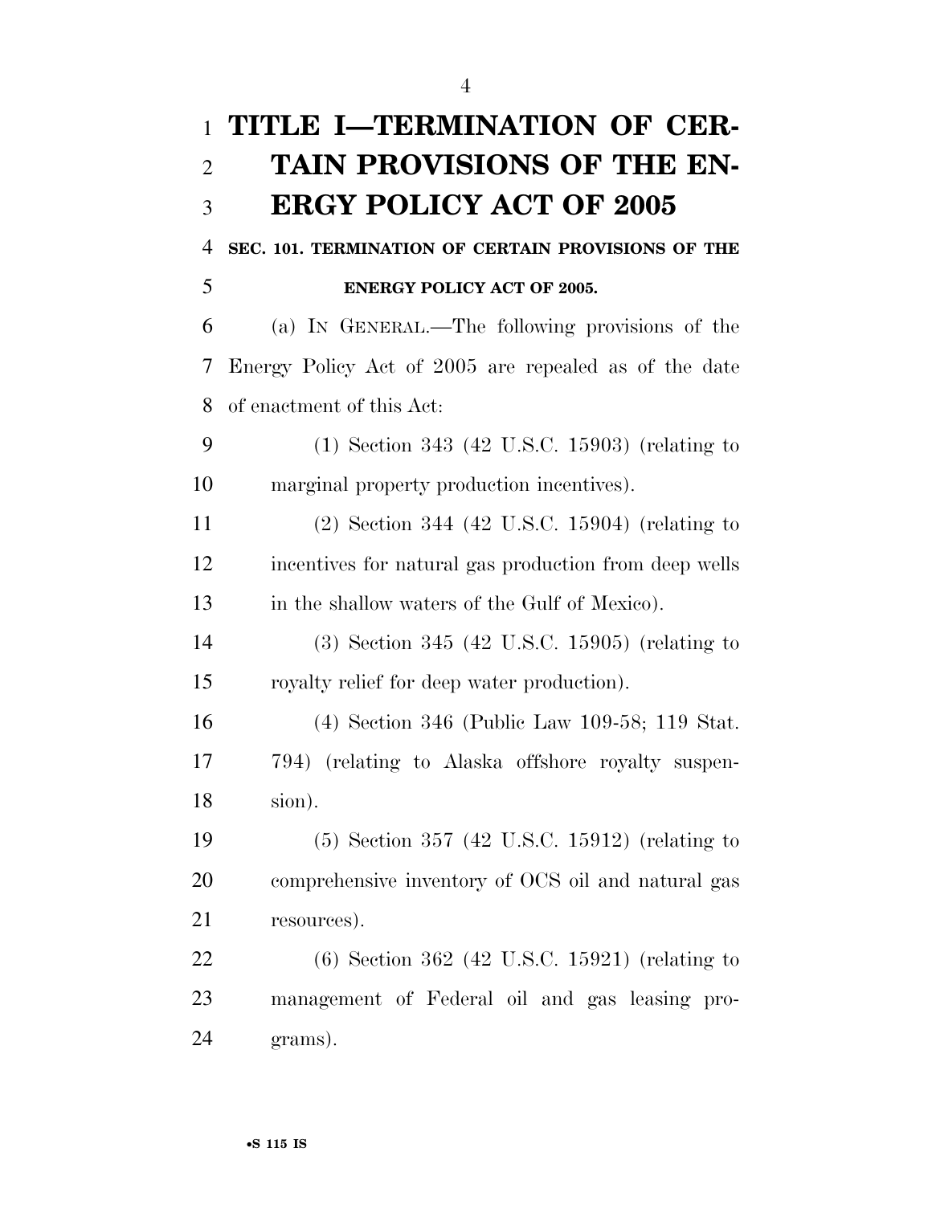# TITLE I—TERMINATION OF CERTAIN PROVISIONS OF THE ENERGY POLICY ACT OF 2005

## SEC. 101. TERMINATION OF CERTAIN PROVISIONS OF THE ENERGY POLICY ACT OF 2005.

(a) IN GENERAL.—The following provisions of the Energy Policy Act of 2005 are repealed as of the date of enactment of this Act:

(1) Section 343 (42 U.S.C. 15903) (relating to marginal property production incentives).

(2) Section 344 (42 U.S.C. 15904) (relating to incentives for natural gas production from deep wells in the shallow waters of the Gulf of Mexico).

(3) Section 345 (42 U.S.C. 15905) (relating to royalty relief for deep water production).

(4) Section 346 (Public Law 109-58; 119 Stat. 794) (relating to Alaska offshore royalty suspension).

(5) Section 357 (42 U.S.C. 15912) (relating to comprehensive inventory of OCS oil and natural gas resources).

(6) Section 362 (42 U.S.C. 15921) (relating to management of Federal oil and gas leasing programs).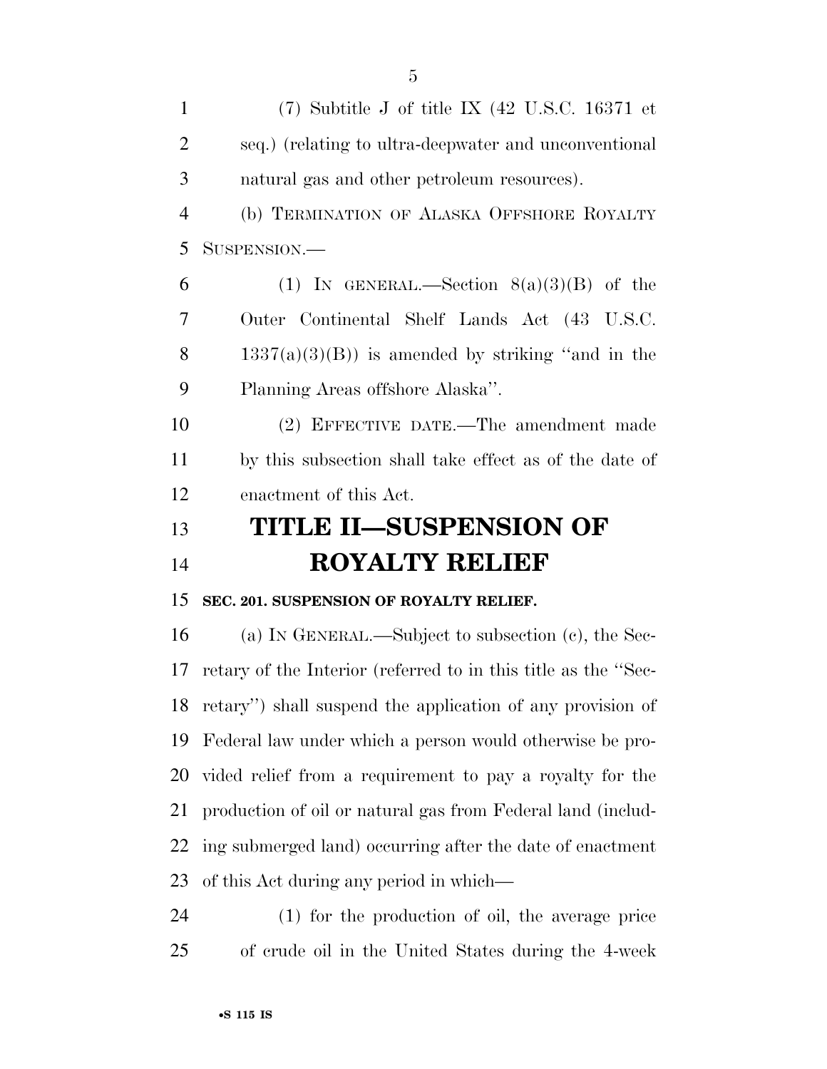(7) Subtitle J of title IX (42 U.S.C. 16371 et seq.) (relating to ultra-deepwater and unconventional natural gas and other petroleum resources).

(b) TERMINATION OF ALASKA OFFSHORE ROYALTY SUSPENSION.—

(1) IN GENERAL.—Section 8(a)(3)(B) of the Outer Continental Shelf Lands Act (43 U.S.C. 1337(a)(3)(B)) is amended by striking ''and in the Planning Areas offshore Alaska''.

(2) EFFECTIVE DATE.—The amendment made by this subsection shall take effect as of the date of enactment of this Act.

# TITLE II—SUSPENSION OF ROYALTY RELIEF

### SEC. 201. SUSPENSION OF ROYALTY RELIEF.

(a) IN GENERAL.—Subject to subsection (c), the Secretary of the Interior (referred to in this title as the ''Secretary'') shall suspend the application of any provision of Federal law under which a person would otherwise be provided relief from a requirement to pay a royalty for the production of oil or natural gas from Federal land (including submerged land) occurring after the date of enactment of this Act during any period in which—

(1) for the production of oil, the average price of crude oil in the United States during the 4-week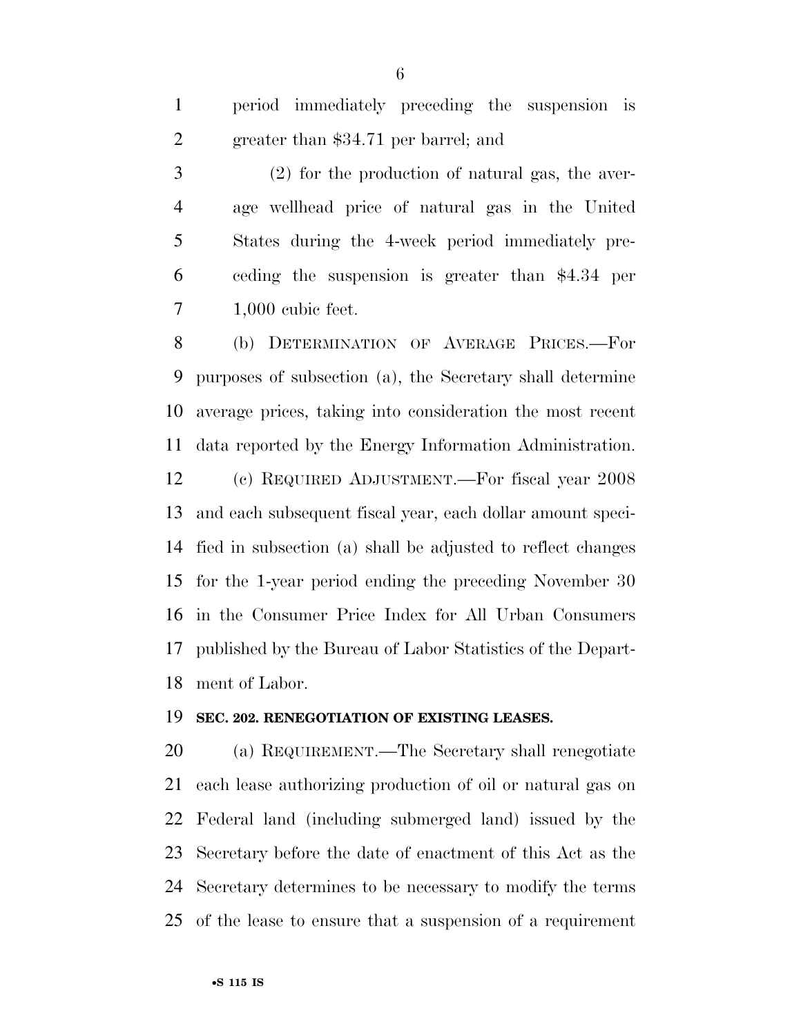period immediately preceding the suspension is greater than $34.71 per barrel; and

(2) for the production of natural gas, the average wellhead price of natural gas in the United States during the 4-week period immediately preceding the suspension is greater than $4.34 per 1,000 cubic feet.

(b) DETERMINATION OF AVERAGE PRICES.—For purposes of subsection (a), the Secretary shall determine average prices, taking into consideration the most recent data reported by the Energy Information Administration.

(c) REQUIRED ADJUSTMENT.—For fiscal year 2008 and each subsequent fiscal year, each dollar amount specified in subsection (a) shall be adjusted to reflect changes for the 1-year period ending the preceding November 30 in the Consumer Price Index for All Urban Consumers published by the Bureau of Labor Statistics of the Department of Labor.

**SEC. 202. RENEGOTIATION OF EXISTING LEASES.**

(a) REQUIREMENT.—The Secretary shall renegotiate each lease authorizing production of oil or natural gas on Federal land (including submerged land) issued by the Secretary before the date of enactment of this Act as the Secretary determines to be necessary to modify the terms of the lease to ensure that a suspension of a requirement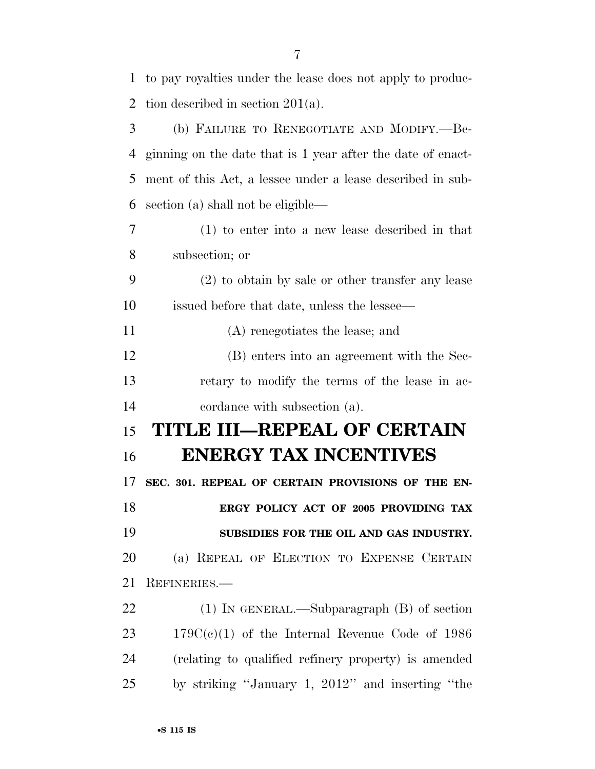to pay royalties under the lease does not apply to production described in section 201(a).

(b) FAILURE TO RENEGOTIATE AND MODIFY.—Beginning on the date that is 1 year after the date of enactment of this Act, a lessee under a lease described in subsection (a) shall not be eligible—

(1) to enter into a new lease described in that subsection; or

(2) to obtain by sale or other transfer any lease issued before that date, unless the lessee—

(A) renegotiates the lease; and

(B) enters into an agreement with the Secretary to modify the terms of the lease in accordance with subsection (a).

# TITLE III—REPEAL OF CERTAIN ENERGY TAX INCENTIVES

### SEC. 301. REPEAL OF CERTAIN PROVISIONS OF THE ENERGY POLICY ACT OF 2005 PROVIDING TAX SUBSIDIES FOR THE OIL AND GAS INDUSTRY.

(a) REPEAL OF ELECTION TO EXPENSE CERTAIN REFINERIES.—

(1) IN GENERAL.—Subparagraph (B) of section 179C(c)(1) of the Internal Revenue Code of 1986 (relating to qualified refinery property) is amended by striking ''January 1, 2012'' and inserting ''the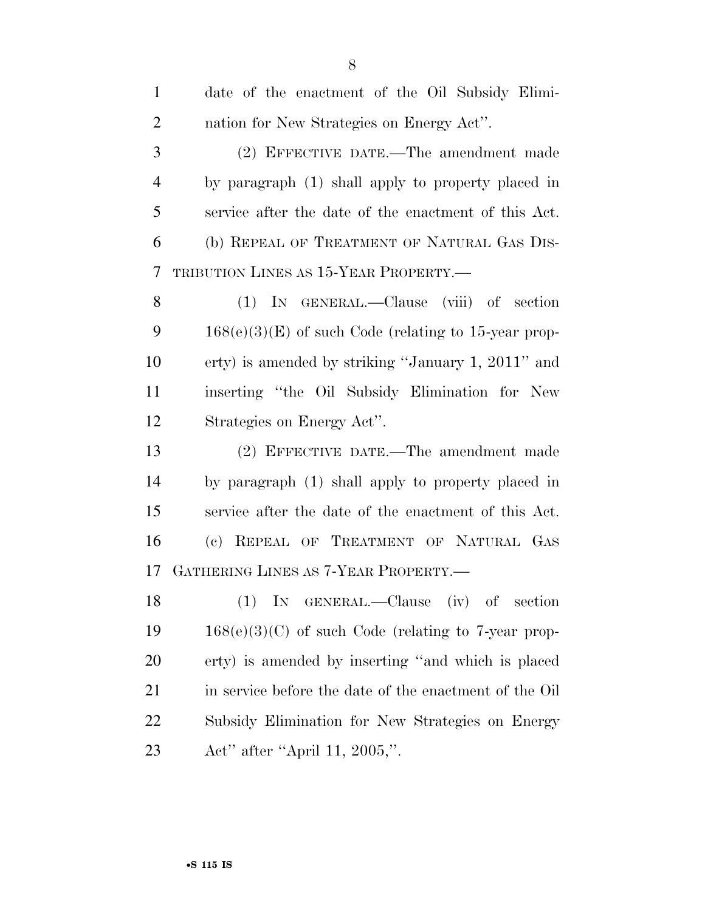date of the enactment of the Oil Subsidy Elimination for New Strategies on Energy Act''.

(2) EFFECTIVE DATE.—The amendment made by paragraph (1) shall apply to property placed in service after the date of the enactment of this Act.

(b) REPEAL OF TREATMENT OF NATURAL GAS DISTRIBUTION LINES AS 15-YEAR PROPERTY.—

(1) IN GENERAL.—Clause (viii) of section 168(e)(3)(E) of such Code (relating to 15-year property) is amended by striking ''January 1, 2011'' and inserting ''the Oil Subsidy Elimination for New Strategies on Energy Act''.

(2) EFFECTIVE DATE.—The amendment made by paragraph (1) shall apply to property placed in service after the date of the enactment of this Act.

(c) REPEAL OF TREATMENT OF NATURAL GAS GATHERING LINES AS 7-YEAR PROPERTY.—

(1) IN GENERAL.—Clause (iv) of section 168(e)(3)(C) of such Code (relating to 7-year property) is amended by inserting ''and which is placed in service before the date of the enactment of the Oil Subsidy Elimination for New Strategies on Energy Act'' after ''April 11, 2005,''.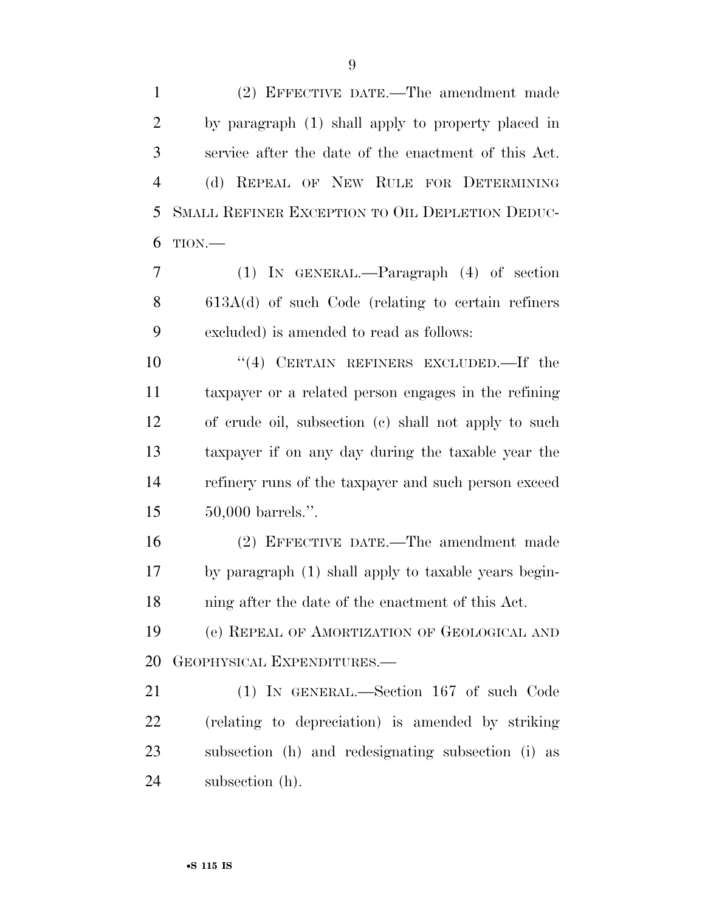(2) EFFECTIVE DATE.—The amendment made by paragraph (1) shall apply to property placed in service after the date of the enactment of this Act.

(d) REPEAL OF NEW RULE FOR DETERMINING SMALL REFINER EXCEPTION TO OIL DEPLETION DEDUCTION.—

(1) IN GENERAL.—Paragraph (4) of section 613A(d) of such Code (relating to certain refiners excluded) is amended to read as follows:

"(4) CERTAIN REFINERS EXCLUDED.—If the taxpayer or a related person engages in the refining of crude oil, subsection (c) shall not apply to such taxpayer if on any day during the taxable year the refinery runs of the taxpayer and such person exceed 50,000 barrels.".

(2) EFFECTIVE DATE.—The amendment made by paragraph (1) shall apply to taxable years beginning after the date of the enactment of this Act.

(e) REPEAL OF AMORTIZATION OF GEOLOGICAL AND GEOPHYSICAL EXPENDITURES.—

(1) IN GENERAL.—Section 167 of such Code (relating to depreciation) is amended by striking subsection (h) and redesignating subsection (i) as subsection (h).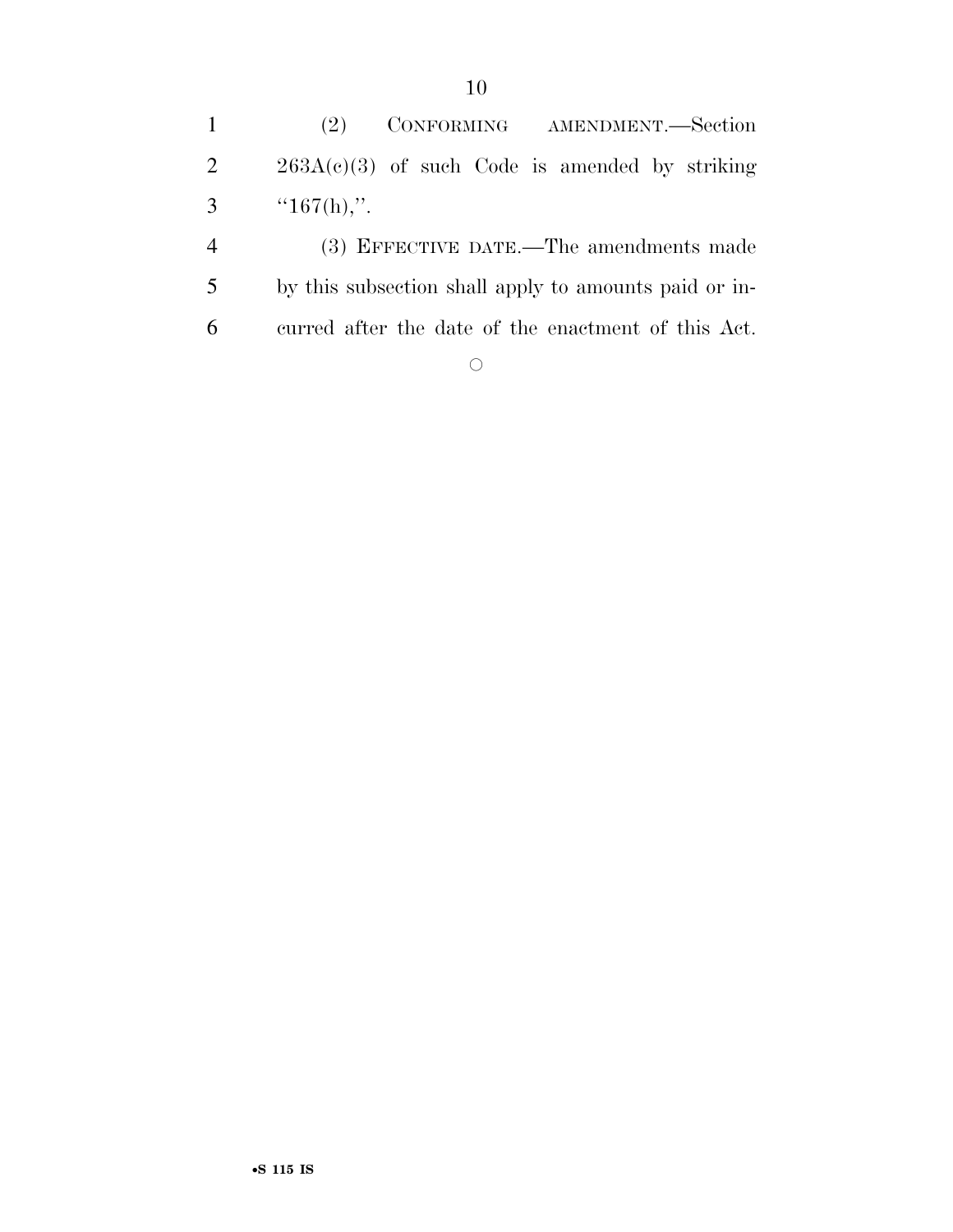(2) CONFORMING AMENDMENT.—Section 263A(c)(3) of such Code is amended by striking "167(h),".

(3) EFFECTIVE DATE.—The amendments made by this subsection shall apply to amounts paid or incurred after the date of the enactment of this Act.